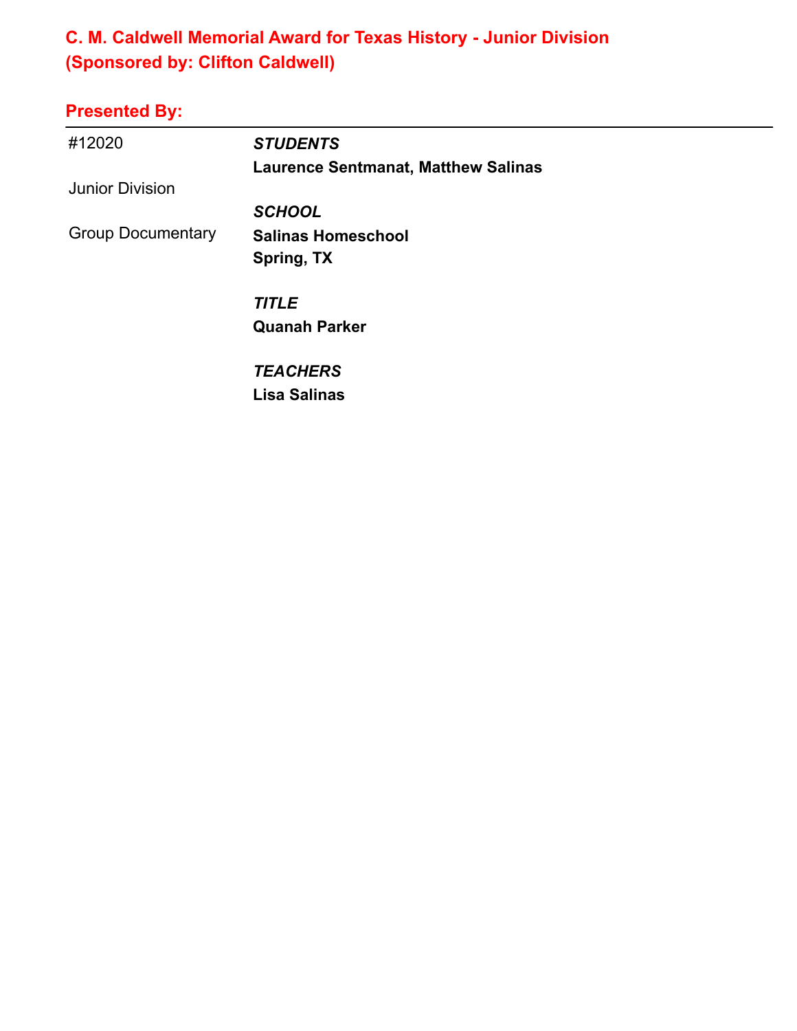## C. M. Caldwell Memorial Award for Texas History - Junior Division
## (Sponsored by: Clifton Caldwell)

### Presented By:

---

#12020

Junior Division

Group Documentary

***STUDENTS***
**Laurence Sentmanat, Matthew Salinas**

***SCHOOL***
**Salinas Homeschool**
**Spring, TX**

***TITLE***
**Quanah Parker**

***TEACHERS***
**Lisa Salinas**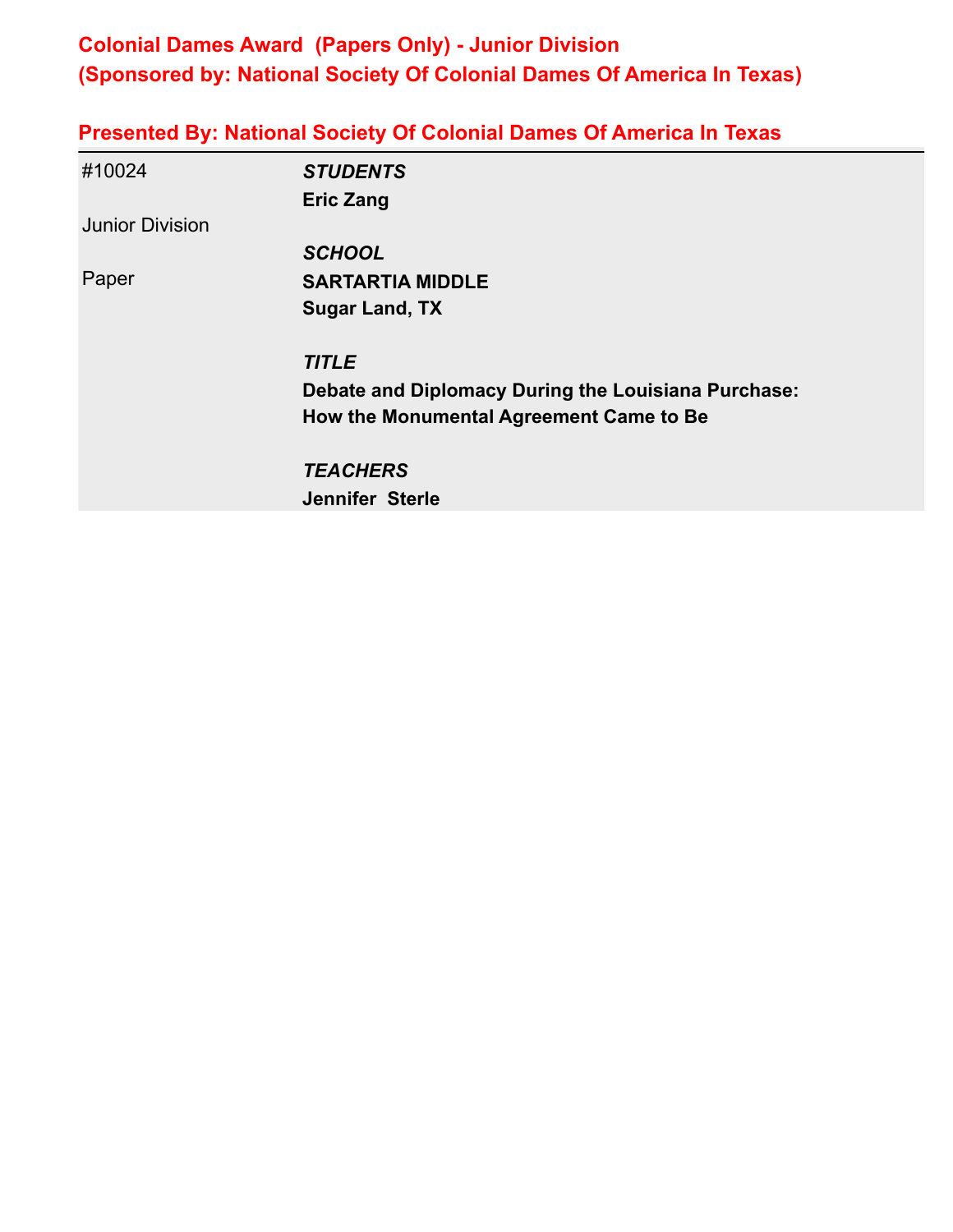## Colonial Dames Award (Papers Only) - Junior Division
## (Sponsored by: National Society Of Colonial Dames Of America In Texas)

### Presented By: National Society Of Colonial Dames Of America In Texas

#10024

Junior Division

Paper

***STUDENTS***
**Eric Zang**

***SCHOOL***
**SARTARTIA MIDDLE**
**Sugar Land, TX**

***TITLE***
**Debate and Diplomacy During the Louisiana Purchase: How the Monumental Agreement Came to Be**

***TEACHERS***
**Jennifer Sterle**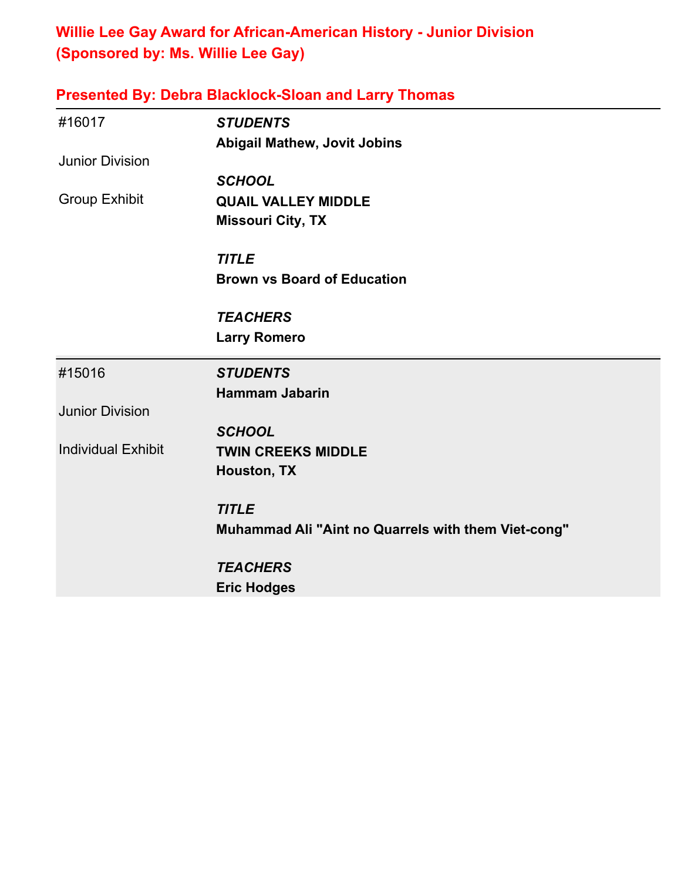## Willie Lee Gay Award for African-American History - Junior Division
## (Sponsored by: Ms. Willie Lee Gay)

### Presented By: Debra Blacklock-Sloan and Larry Thomas

| | |
|---|---|
| #16017<br><br>Junior Division<br><br>Group Exhibit | ***STUDENTS***<br>**Abigail Mathew, Jovit Jobins**<br><br>***SCHOOL***<br>**QUAIL VALLEY MIDDLE**<br>**Missouri City, TX**<br><br>***TITLE***<br>**Brown vs Board of Education**<br><br>***TEACHERS***<br>**Larry Romero** |
| #15016<br><br>Junior Division<br><br>Individual Exhibit | ***STUDENTS***<br>**Hammam Jabarin**<br><br>***SCHOOL***<br>**TWIN CREEKS MIDDLE**<br>**Houston, TX**<br><br>***TITLE***<br>**Muhammad Ali "Aint no Quarrels with them Viet-cong"**<br><br>***TEACHERS***<br>**Eric Hodges** |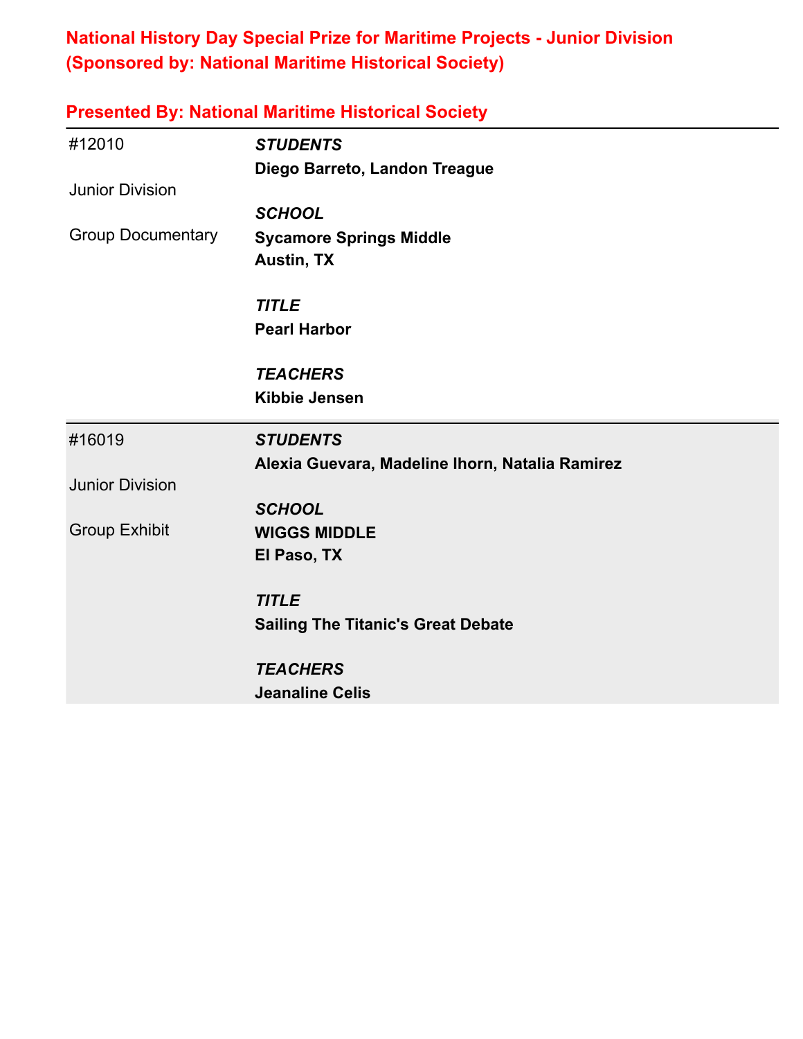## National History Day Special Prize for Maritime Projects - Junior Division (Sponsored by: National Maritime Historical Society)

### Presented By: National Maritime Historical Society

| | |
|---|---|
| #12010<br><br>Junior Division<br><br>Group Documentary | ***STUDENTS***<br>**Diego Barreto, Landon Treague**<br><br>***SCHOOL***<br>**Sycamore Springs Middle**<br>**Austin, TX**<br><br>***TITLE***<br>**Pearl Harbor**<br><br>***TEACHERS***<br>**Kibbie Jensen** |
| #16019<br><br>Junior Division<br><br>Group Exhibit | ***STUDENTS***<br>**Alexia Guevara, Madeline Ihorn, Natalia Ramirez**<br><br>***SCHOOL***<br>**WIGGS MIDDLE**<br>**El Paso, TX**<br><br>***TITLE***<br>**Sailing The Titanic's Great Debate**<br><br>***TEACHERS***<br>**Jeanaline Celis** |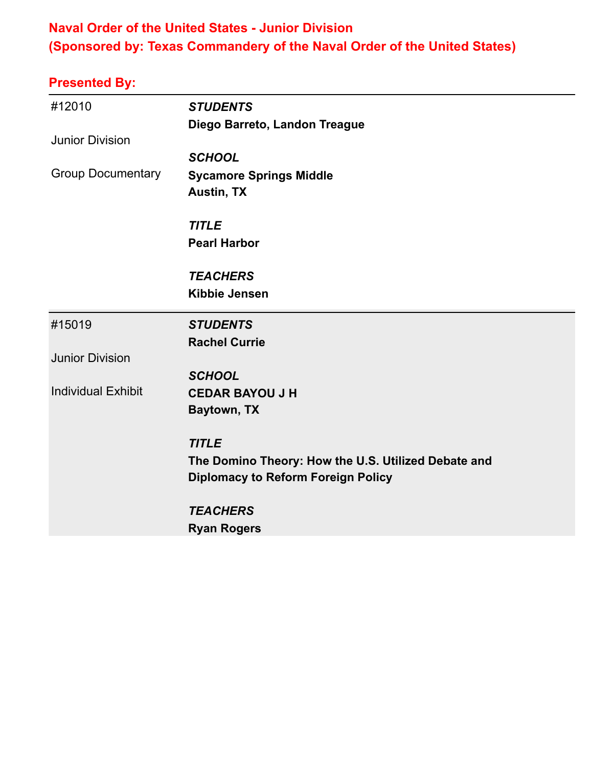## Naval Order of the United States - Junior Division
## (Sponsored by: Texas Commandery of the Naval Order of the United States)

### Presented By:

| | |
|---|---|
| #12010<br><br>Junior Division<br><br>Group Documentary | ***STUDENTS***<br>**Diego Barreto, Landon Treague**<br><br>***SCHOOL***<br>**Sycamore Springs Middle**<br>**Austin, TX**<br><br>***TITLE***<br>**Pearl Harbor**<br><br>***TEACHERS***<br>**Kibbie Jensen** |
| #15019<br><br>Junior Division<br><br>Individual Exhibit | ***STUDENTS***<br>**Rachel Currie**<br><br>***SCHOOL***<br>**CEDAR BAYOU J H**<br>**Baytown, TX**<br><br>***TITLE***<br>**The Domino Theory: How the U.S. Utilized Debate and Diplomacy to Reform Foreign Policy**<br><br>***TEACHERS***<br>**Ryan Rogers** |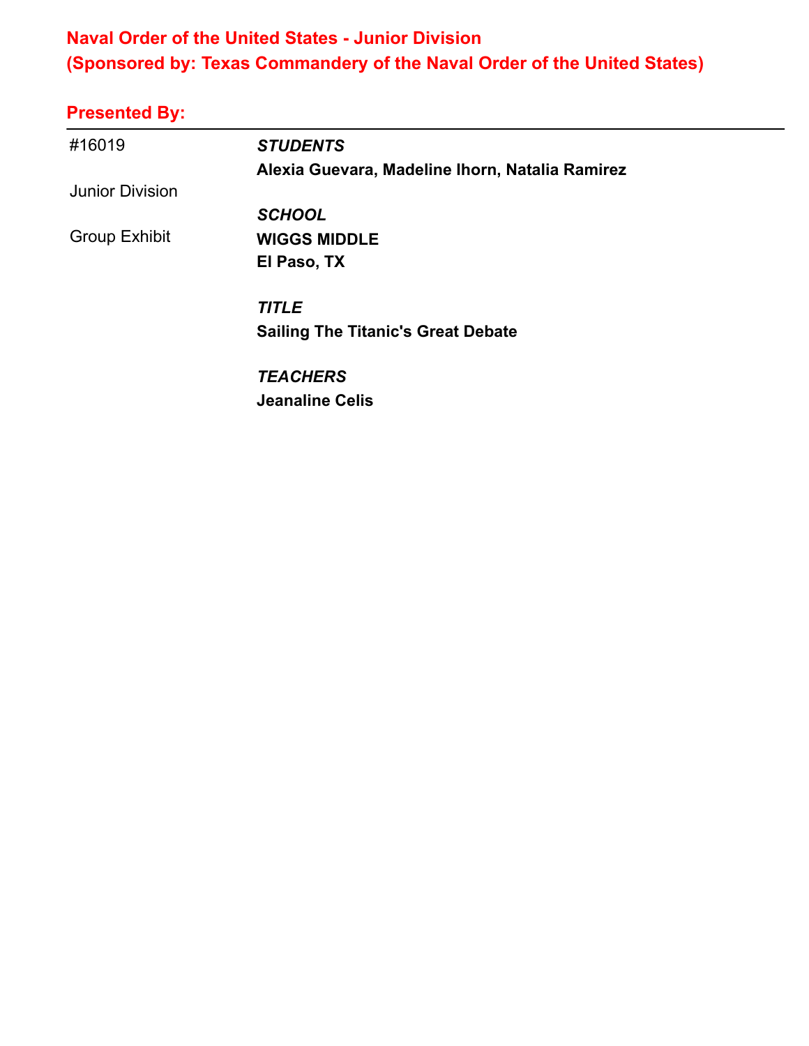## Naval Order of the United States - Junior Division
## (Sponsored by: Texas Commandery of the Naval Order of the United States)

### Presented By:

| | |
|---|---|
| #16019 | ***STUDENTS*** |
| | **Alexia Guevara, Madeline Ihorn, Natalia Ramirez** |
| Junior Division | |
| | ***SCHOOL*** |
| Group Exhibit | **WIGGS MIDDLE** |
| | **El Paso, TX** |
| | ***TITLE*** |
| | **Sailing The Titanic's Great Debate** |
| | ***TEACHERS*** |
| | **Jeanaline Celis** |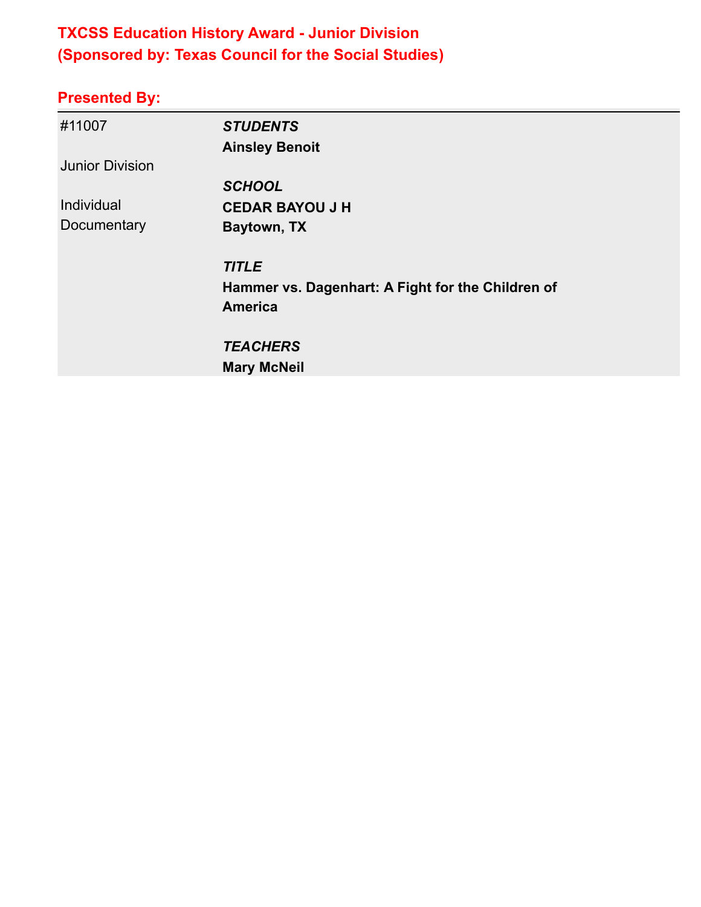## TXCSS Education History Award - Junior Division
## (Sponsored by: Texas Council for the Social Studies)

**Presented By:**

| | |
|---|---|
| #11007<br><br>Junior Division<br><br>Individual Documentary | ***STUDENTS***<br>**Ainsley Benoit**<br><br>***SCHOOL***<br>**CEDAR BAYOU J H**<br>**Baytown, TX**<br><br>***TITLE***<br>**Hammer vs. Dagenhart: A Fight for the Children of America**<br><br>***TEACHERS***<br>**Mary McNeil** |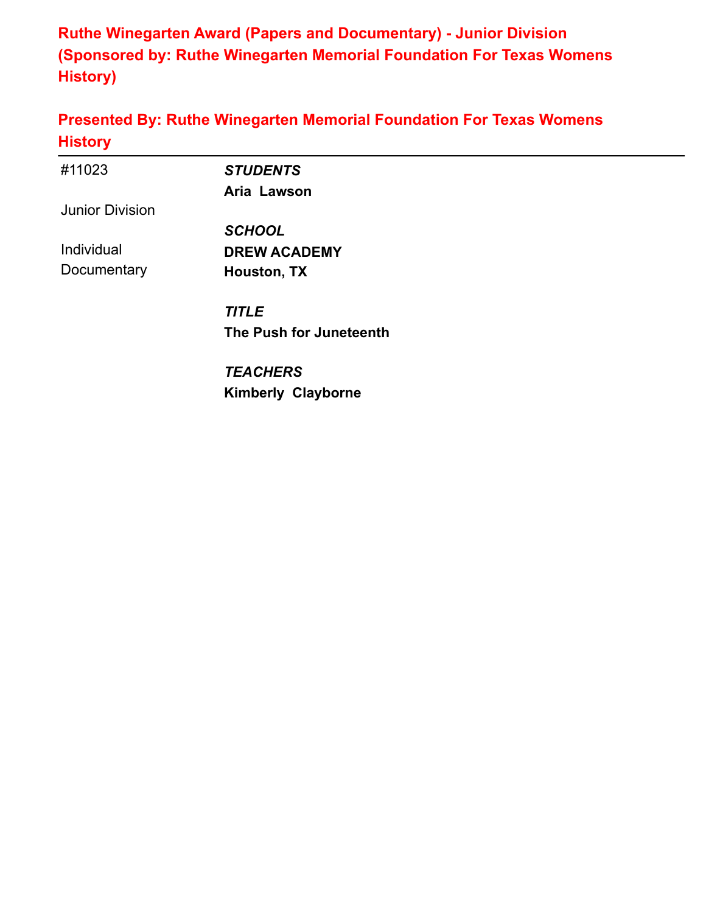## Ruthe Winegarten Award (Papers and Documentary) - Junior Division (Sponsored by: Ruthe Winegarten Memorial Foundation For Texas Womens History)

## Presented By: Ruthe Winegarten Memorial Foundation For Texas Womens History

---

#11023

Junior Division

Individual Documentary

***STUDENTS***

**Aria Lawson**

***SCHOOL***

**DREW ACADEMY**
**Houston, TX**

***TITLE***

**The Push for Juneteenth**

***TEACHERS***

**Kimberly Clayborne**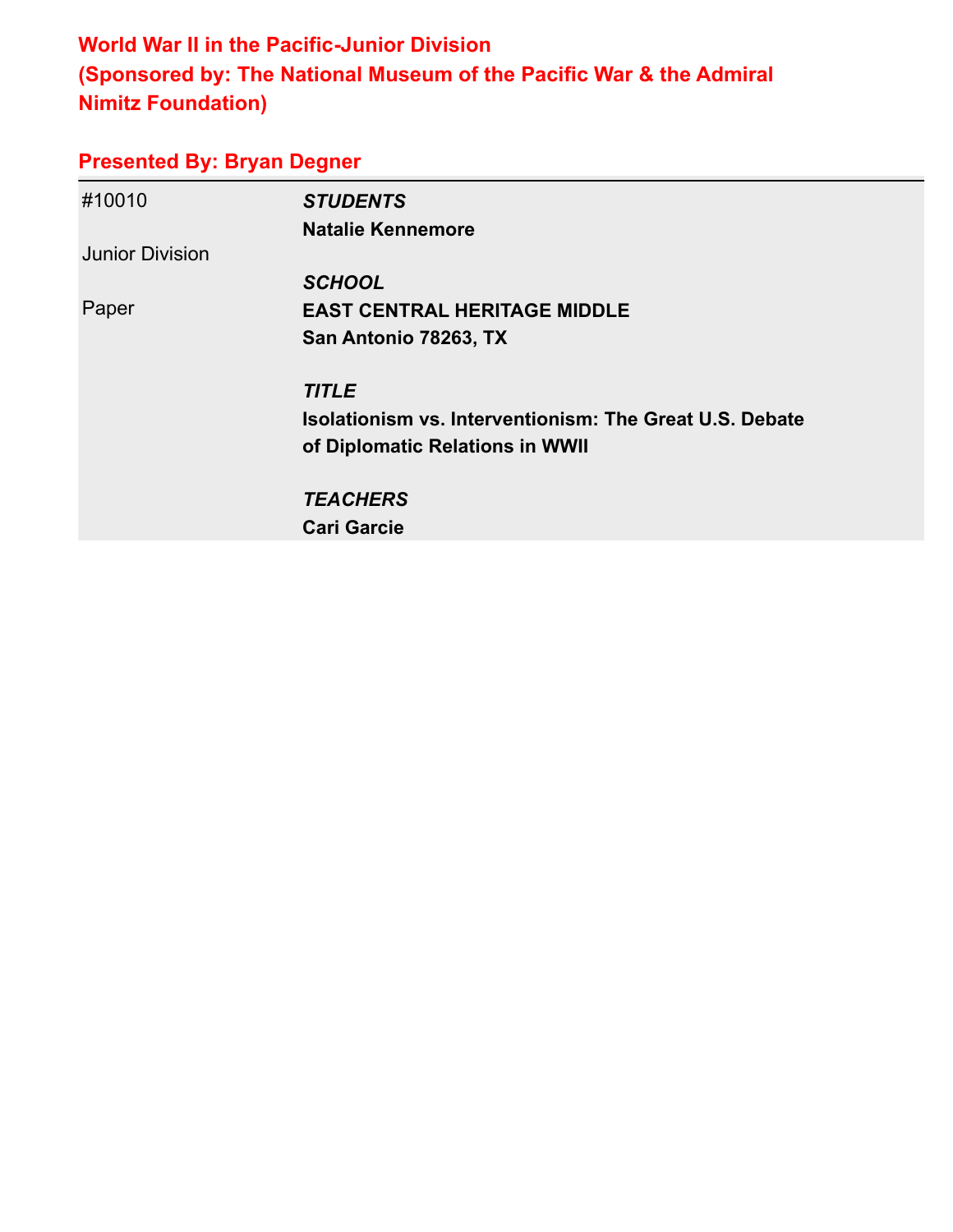## World War II in the Pacific-Junior Division
## (Sponsored by: The National Museum of the Pacific War & the Admiral Nimitz Foundation)

### Presented By: Bryan Degner

| | |
|---|---|
| #10010 | ***STUDENTS*** |
| | **Natalie Kennemore** |
| Junior Division | |
| | ***SCHOOL*** |
| Paper | **EAST CENTRAL HERITAGE MIDDLE** |
| | **San Antonio 78263, TX** |
| | ***TITLE*** |
| | **Isolationism vs. Interventionism: The Great U.S. Debate of Diplomatic Relations in WWII** |
| | ***TEACHERS*** |
| | **Cari Garcie** |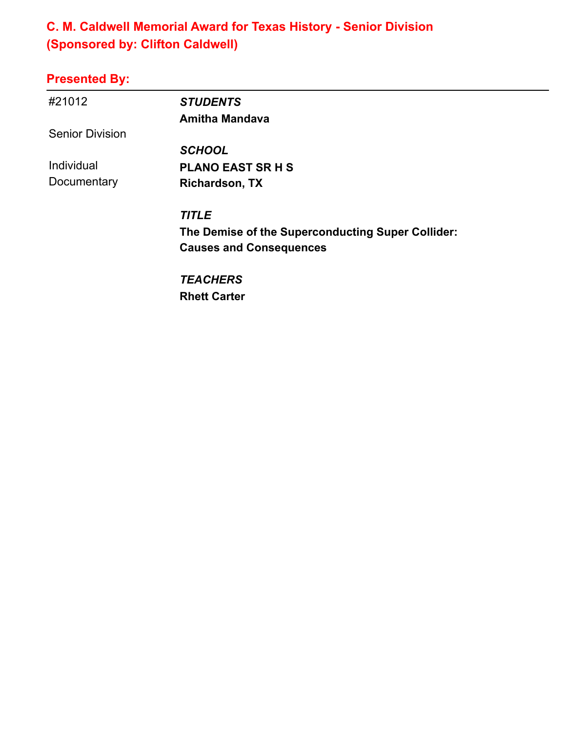## C. M. Caldwell Memorial Award for Texas History - Senior Division
## (Sponsored by: Clifton Caldwell)

### Presented By:

---

| | |
|---|---|
| #21012 | ***STUDENTS*** |
| | **Amitha Mandava** |
| Senior Division | |
| | ***SCHOOL*** |
| Individual Documentary | **PLANO EAST SR H S** |
| | **Richardson, TX** |
| | ***TITLE*** |
| | **The Demise of the Superconducting Super Collider: Causes and Consequences** |
| | ***TEACHERS*** |
| | **Rhett Carter** |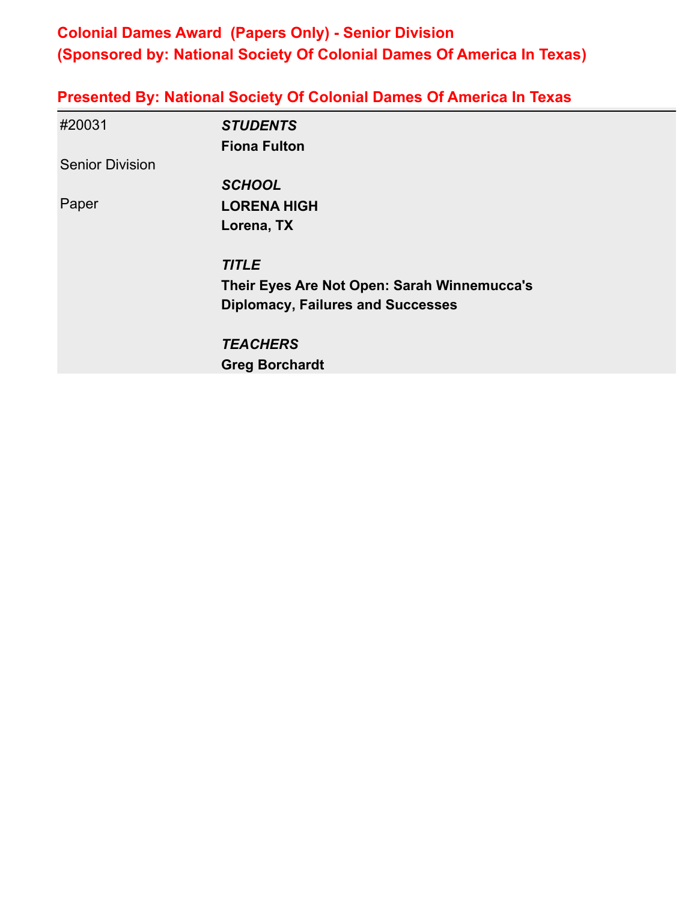## Colonial Dames Award (Papers Only) - Senior Division
## (Sponsored by: National Society Of Colonial Dames Of America In Texas)

### Presented By: National Society Of Colonial Dames Of America In Texas

#20031

Senior Division

Paper

***STUDENTS***
**Fiona Fulton**

***SCHOOL***
**LORENA HIGH**
**Lorena, TX**

***TITLE***
**Their Eyes Are Not Open: Sarah Winnemucca's Diplomacy, Failures and Successes**

***TEACHERS***
**Greg Borchardt**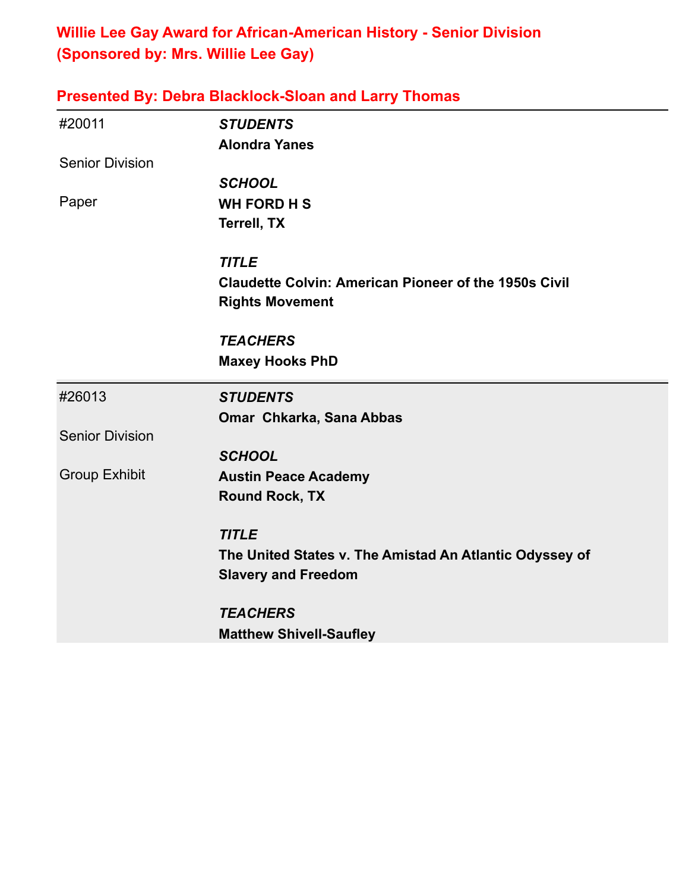## Willie Lee Gay Award for African-American History - Senior Division
## (Sponsored by: Mrs. Willie Lee Gay)

### Presented By: Debra Blacklock-Sloan and Larry Thomas

---

#20011

Senior Division

Paper

***STUDENTS***
**Alondra Yanes**

***SCHOOL***
**WH FORD H S**
**Terrell, TX**

***TITLE***
**Claudette Colvin: American Pioneer of the 1950s Civil Rights Movement**

***TEACHERS***
**Maxey Hooks PhD**

---

#26013

Senior Division

Group Exhibit

***STUDENTS***
**Omar Chkarka, Sana Abbas**

***SCHOOL***
**Austin Peace Academy**
**Round Rock, TX**

***TITLE***
**The United States v. The Amistad An Atlantic Odyssey of Slavery and Freedom**

***TEACHERS***
**Matthew Shivell-Saufley**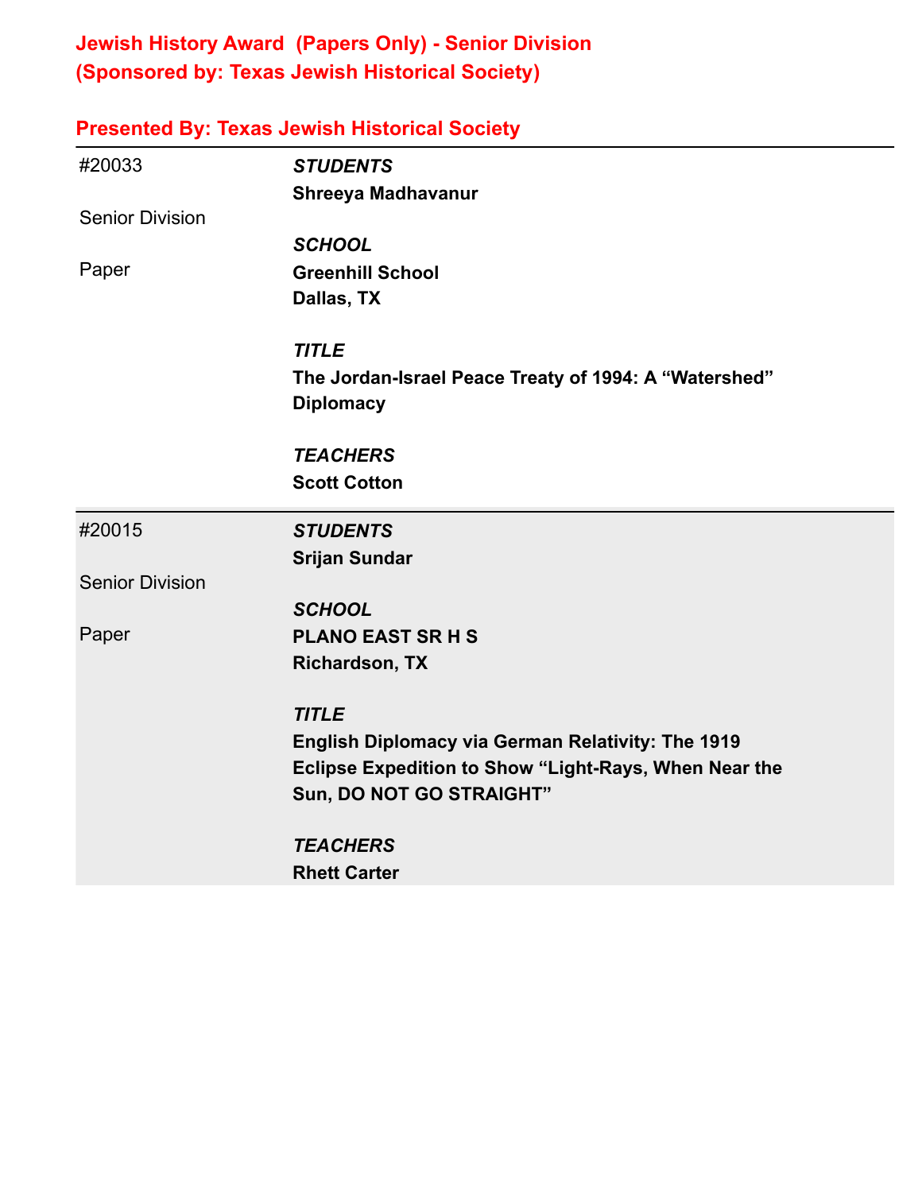## Jewish History Award (Papers Only) - Senior Division
## (Sponsored by: Texas Jewish Historical Society)

### Presented By: Texas Jewish Historical Society

---

#20033

Senior Division

Paper

*STUDENTS*
**Shreeya Madhavanur**

*SCHOOL*
**Greenhill School**
**Dallas, TX**

*TITLE*
**The Jordan-Israel Peace Treaty of 1994: A "Watershed" Diplomacy**

*TEACHERS*
**Scott Cotton**

---

#20015

Senior Division

Paper

*STUDENTS*
**Srijan Sundar**

*SCHOOL*
**PLANO EAST SR H S**
**Richardson, TX**

*TITLE*
**English Diplomacy via German Relativity: The 1919 Eclipse Expedition to Show "Light-Rays, When Near the Sun, DO NOT GO STRAIGHT"**

*TEACHERS*
**Rhett Carter**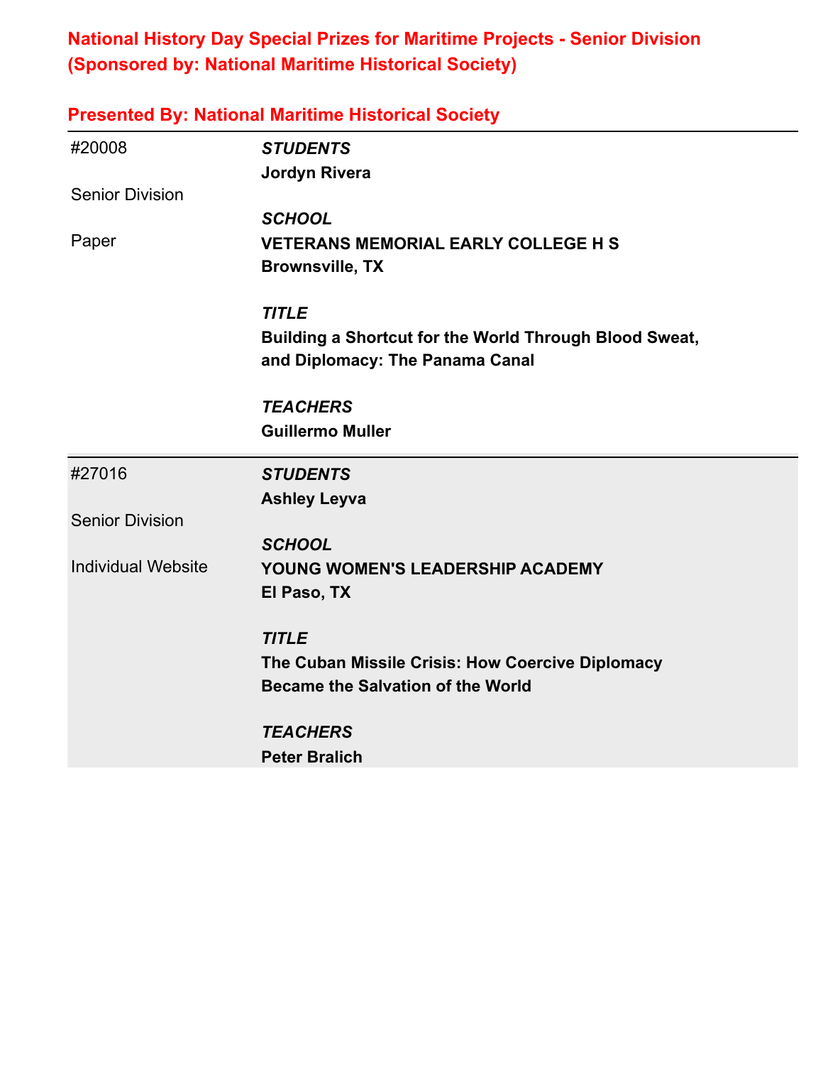## National History Day Special Prizes for Maritime Projects - Senior Division (Sponsored by: National Maritime Historical Society)

### Presented By: National Maritime Historical Society

---

#20008

Senior Division

Paper

***STUDENTS***
**Jordyn Rivera**

***SCHOOL***
**VETERANS MEMORIAL EARLY COLLEGE H S**
**Brownsville, TX**

***TITLE***
**Building a Shortcut for the World Through Blood Sweat, and Diplomacy: The Panama Canal**

***TEACHERS***
**Guillermo Muller**

---

#27016

Senior Division

Individual Website

***STUDENTS***
**Ashley Leyva**

***SCHOOL***
**YOUNG WOMEN'S LEADERSHIP ACADEMY**
**El Paso, TX**

***TITLE***
**The Cuban Missile Crisis: How Coercive Diplomacy Became the Salvation of the World**

***TEACHERS***
**Peter Bralich**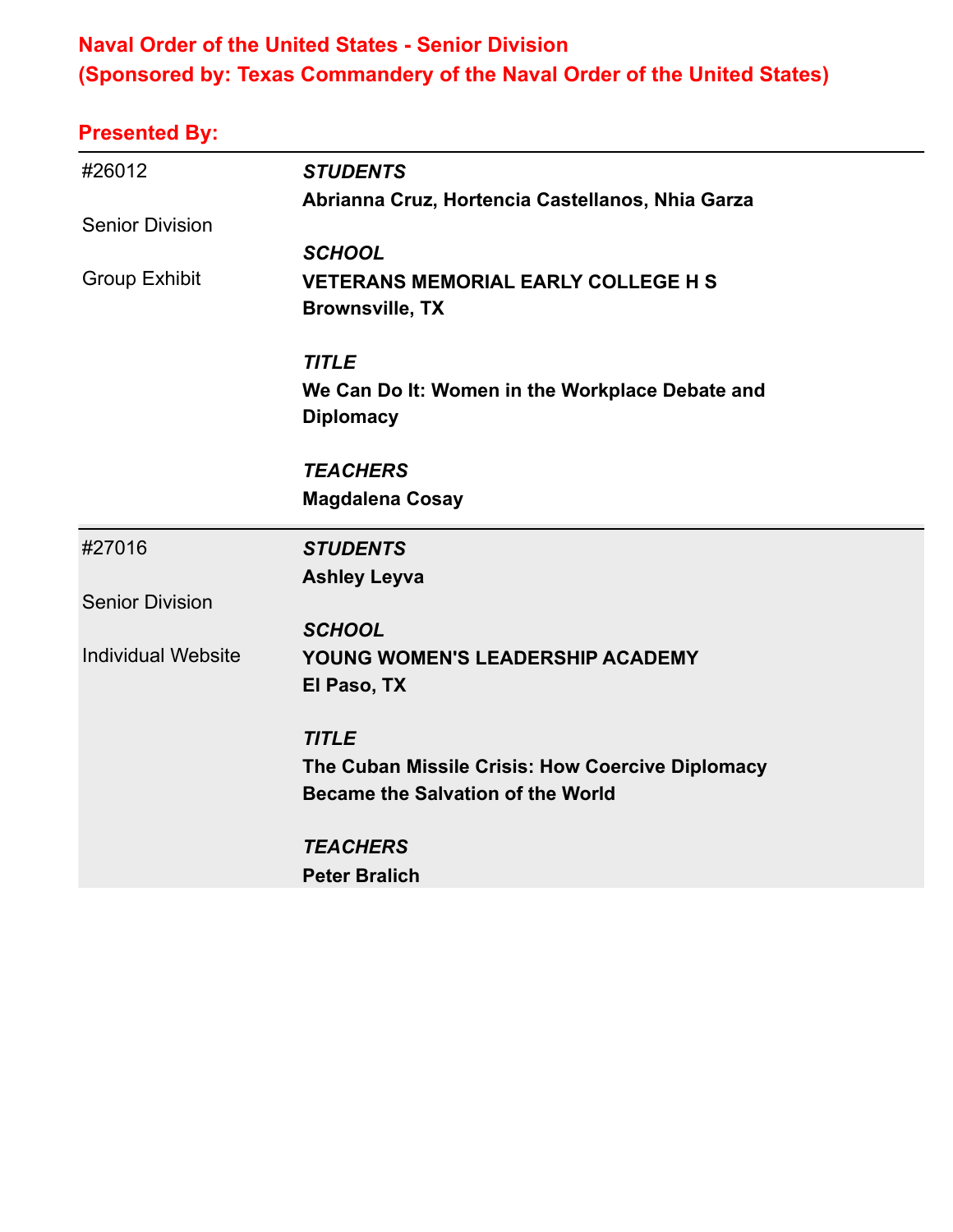## Naval Order of the United States - Senior Division
## (Sponsored by: Texas Commandery of the Naval Order of the United States)

### Presented By:

| | |
|---|---|
| #26012<br><br>Senior Division<br><br>Group Exhibit | ***STUDENTS***<br>**Abrianna Cruz, Hortencia Castellanos, Nhia Garza**<br><br>***SCHOOL***<br>**VETERANS MEMORIAL EARLY COLLEGE H S**<br>**Brownsville, TX**<br><br>***TITLE***<br>**We Can Do It: Women in the Workplace Debate and Diplomacy**<br><br>***TEACHERS***<br>**Magdalena Cosay** |
| #27016<br><br>Senior Division<br><br>Individual Website | ***STUDENTS***<br>**Ashley Leyva**<br><br>***SCHOOL***<br>**YOUNG WOMEN'S LEADERSHIP ACADEMY**<br>**El Paso, TX**<br><br>***TITLE***<br>**The Cuban Missile Crisis: How Coercive Diplomacy Became the Salvation of the World**<br><br>***TEACHERS***<br>**Peter Bralich** |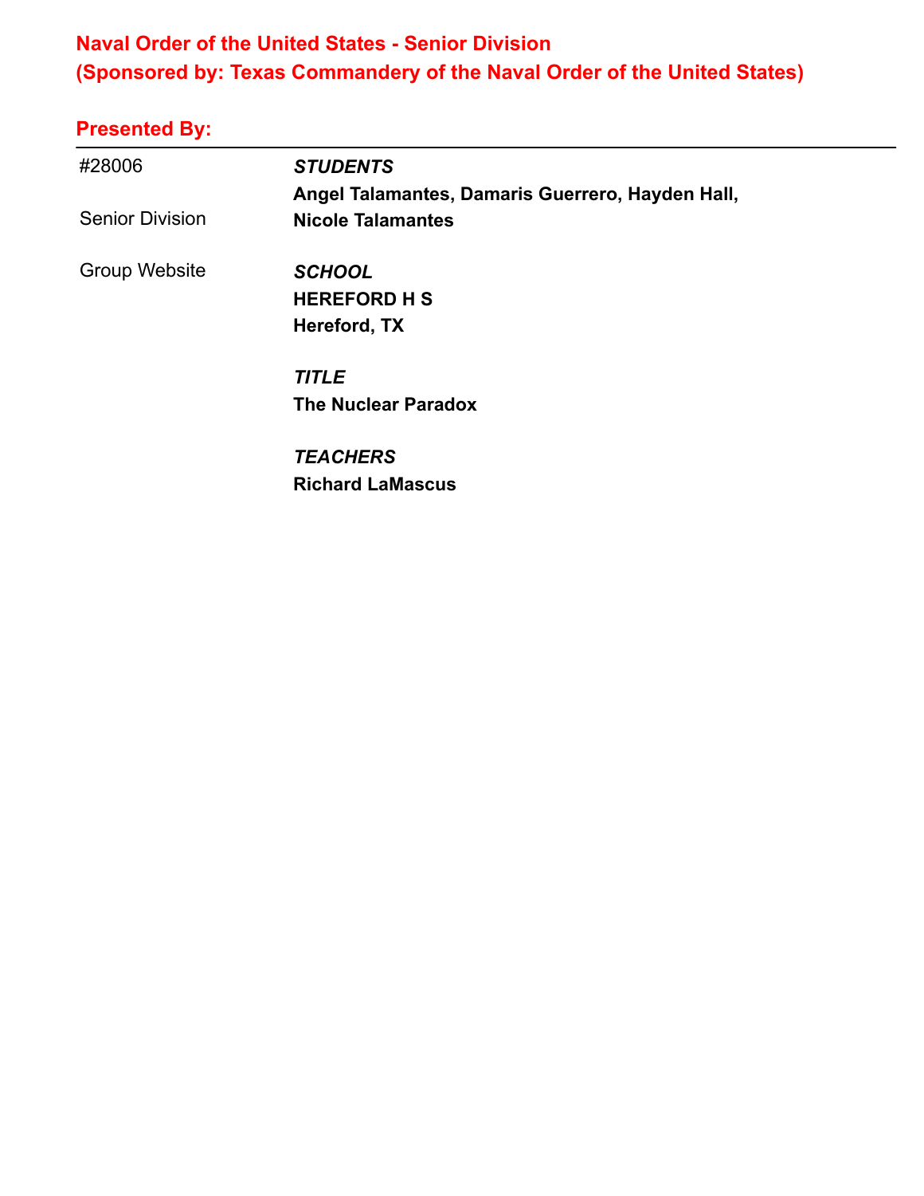## Naval Order of the United States - Senior Division
## (Sponsored by: Texas Commandery of the Naval Order of the United States)

### Presented By:

| | |
|---|---|
| #28006 | ***STUDENTS*** |
| | **Angel Talamantes, Damaris Guerrero, Hayden Hall, Nicole Talamantes** |
| Senior Division | |
| Group Website | ***SCHOOL*** |
| | **HEREFORD H S** |
| | **Hereford, TX** |
| | ***TITLE*** |
| | **The Nuclear Paradox** |
| | ***TEACHERS*** |
| | **Richard LaMascus** |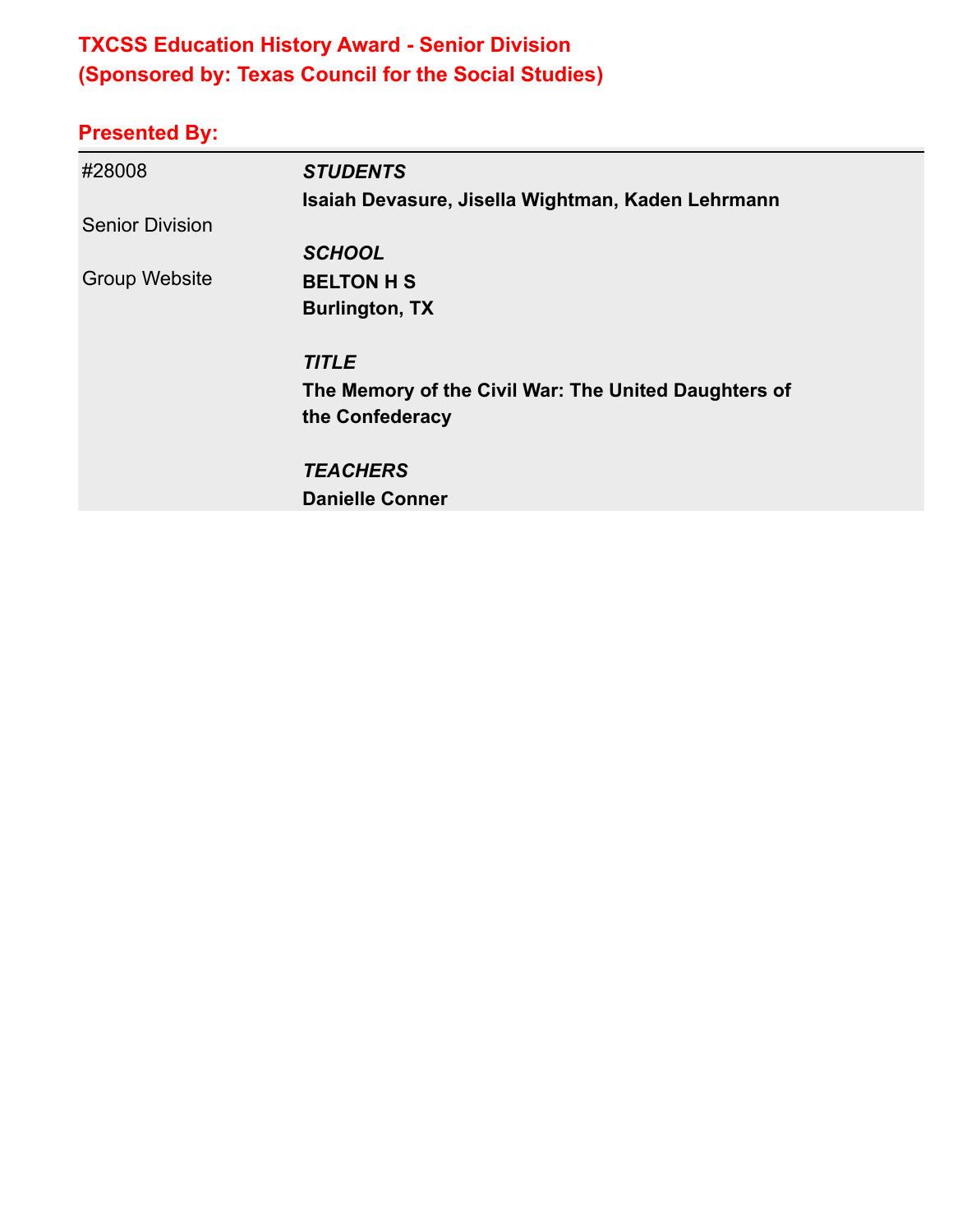## TXCSS Education History Award - Senior Division
## (Sponsored by: Texas Council for the Social Studies)

**Presented By:**

| | |
|---|---|
| #28008 | ***STUDENTS*** |
| | **Isaiah Devasure, Jisella Wightman, Kaden Lehrmann** |
| Senior Division | |
| | ***SCHOOL*** |
| Group Website | **BELTON H S** |
| | **Burlington, TX** |
| | ***TITLE*** |
| | **The Memory of the Civil War: The United Daughters of the Confederacy** |
| | ***TEACHERS*** |
| | **Danielle Conner** |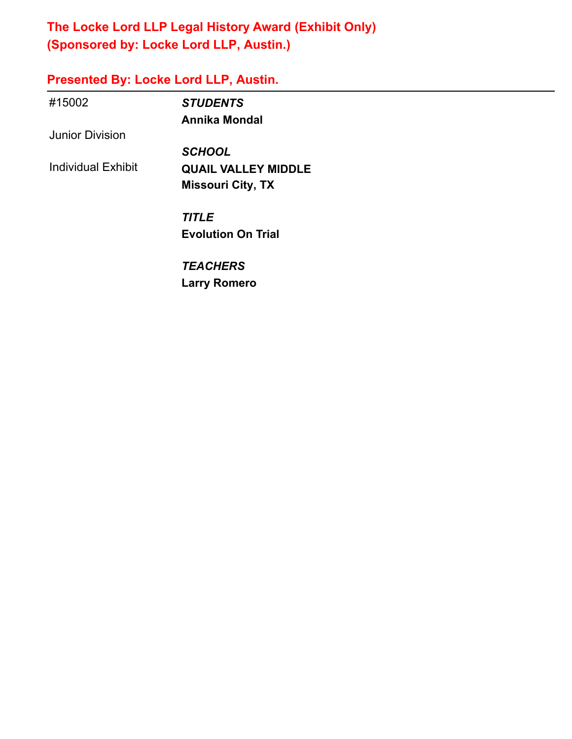## The Locke Lord LLP Legal History Award (Exhibit Only)
## (Sponsored by: Locke Lord LLP, Austin.)

### Presented By: Locke Lord LLP, Austin.

---

#15002

Junior Division

Individual Exhibit

***STUDENTS***
**Annika Mondal**

***SCHOOL***
**QUAIL VALLEY MIDDLE**
**Missouri City, TX**

***TITLE***
**Evolution On Trial**

***TEACHERS***
**Larry Romero**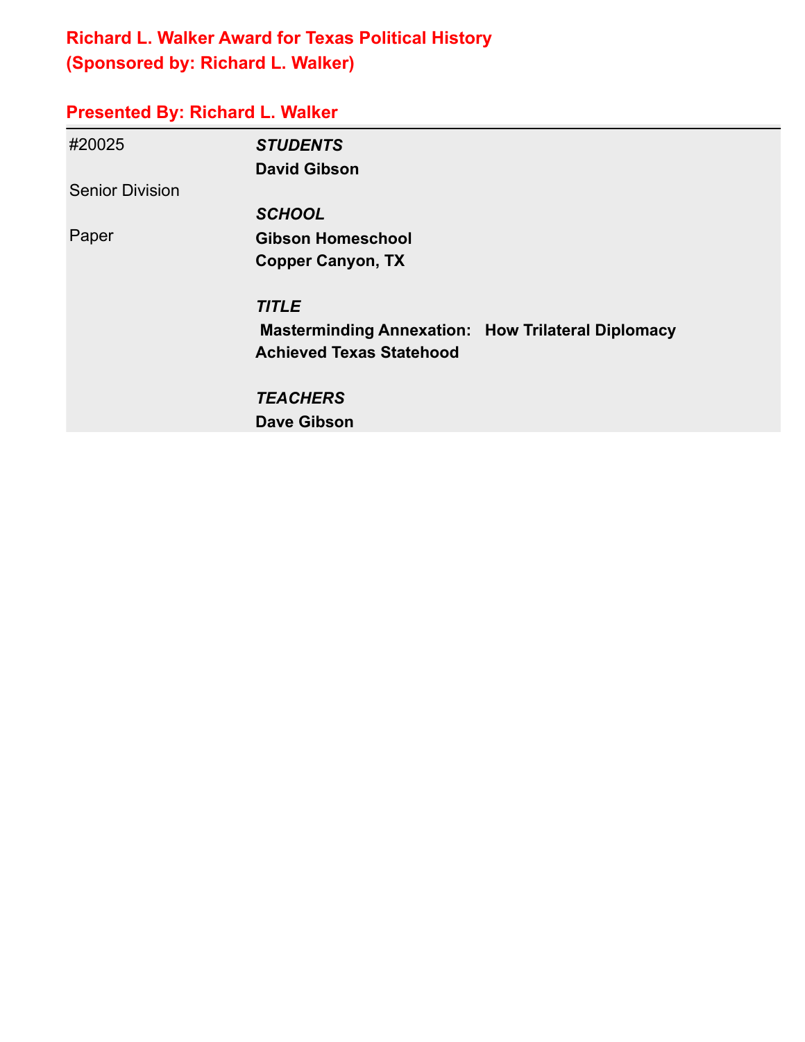## Richard L. Walker Award for Texas Political History
## (Sponsored by: Richard L. Walker)

### Presented By: Richard L. Walker

| | |
|---|---|
| #20025 | ***STUDENTS*** |
| | **David Gibson** |
| Senior Division | |
| | ***SCHOOL*** |
| Paper | **Gibson Homeschool** |
| | **Copper Canyon, TX** |
| | ***TITLE*** |
| | **Masterminding Annexation: How Trilateral Diplomacy Achieved Texas Statehood** |
| | ***TEACHERS*** |
| | **Dave Gibson** |